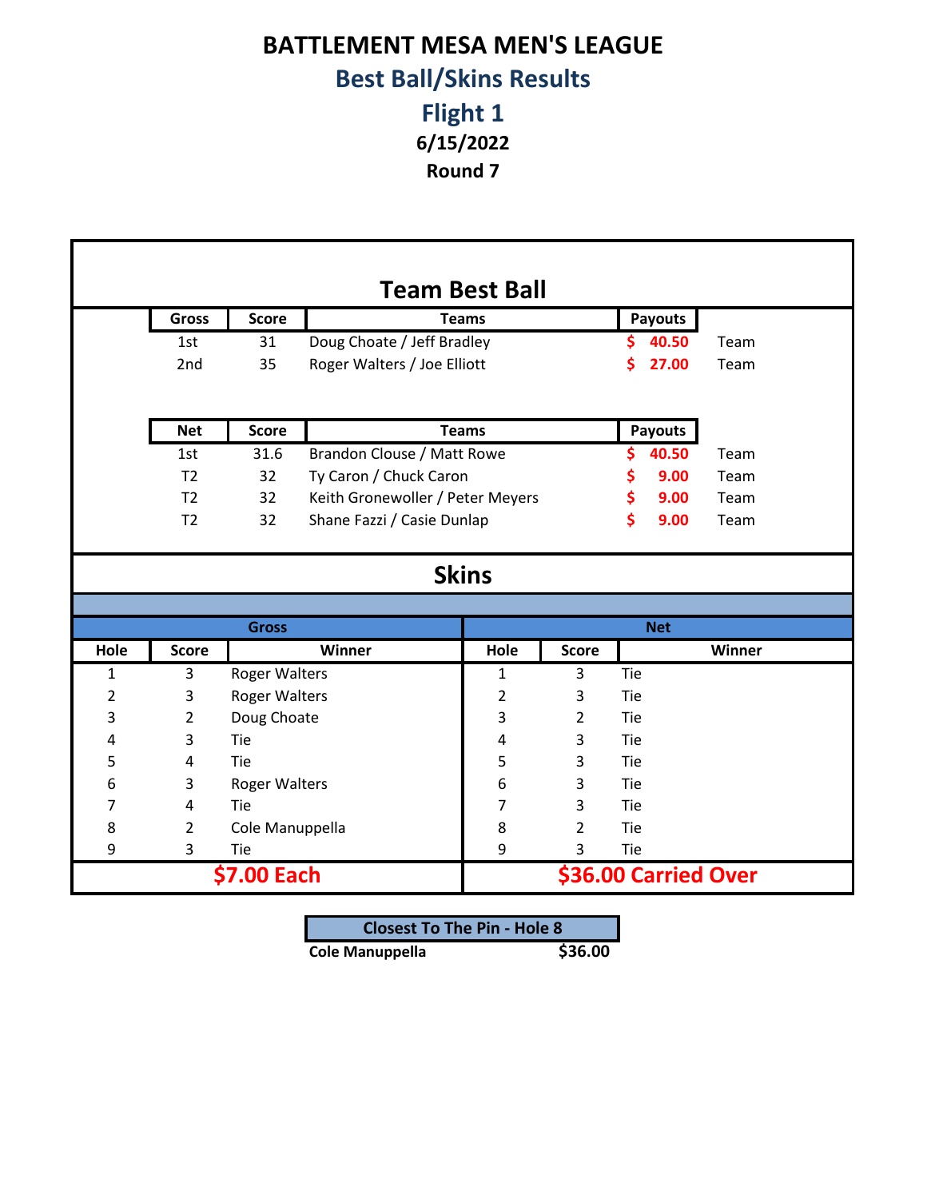# BATTLEMENT MESA MEN'S LEAGUE

## Best Ball/Skins Results

## Flight 1

**6/15/2022**

**Round 7**

## Team Best Ball

| Gross | Score | Teams | Payouts | |
|---|---|---|---|---|
| 1st | 31 | Doug Choate / Jeff Bradley | $ 40.50 | Team |
| 2nd | 35 | Roger Walters / Joe Elliott | $ 27.00 | Team |

| Net | Score | Teams | Payouts | |
|---|---|---|---|---|
| 1st | 31.6 | Brandon Clouse / Matt Rowe | $ 40.50 | Team |
| T2 | 32 | Ty Caron / Chuck Caron | $ 9.00 | Team |
| T2 | 32 | Keith Gronewoller / Peter Meyers | $ 9.00 | Team |
| T2 | 32 | Shane Fazzi / Casie Dunlap | $ 9.00 | Team |

## Skins

| Gross | | | Net | | |
|---|---|---|---|---|---|
| Hole | Score | Winner | Hole | Score | Winner |
| 1 | 3 | Roger Walters | 1 | 3 | Tie |
| 2 | 3 | Roger Walters | 2 | 3 | Tie |
| 3 | 2 | Doug Choate | 3 | 2 | Tie |
| 4 | 3 | Tie | 4 | 3 | Tie |
| 5 | 4 | Tie | 5 | 3 | Tie |
| 6 | 3 | Roger Walters | 6 | 3 | Tie |
| 7 | 4 | Tie | 7 | 3 | Tie |
| 8 | 2 | Cole Manuppella | 8 | 2 | Tie |
| 9 | 3 | Tie | 9 | 3 | Tie |
| $7.00 Each | | | $36.00 Carried Over | | |

| Closest To The Pin - Hole 8 | |
|---|---|
| **Cole Manuppella** | **$36.00** |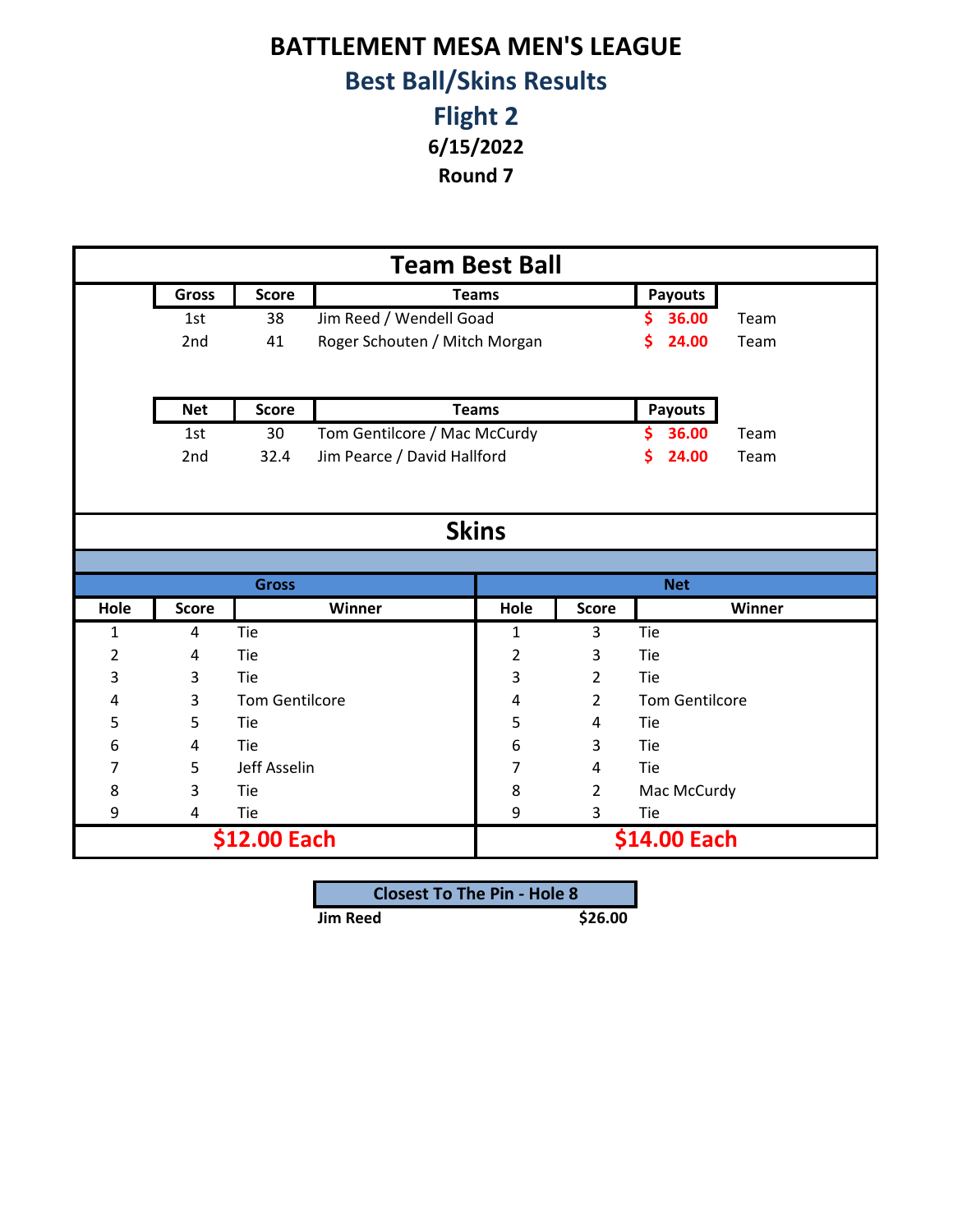# BATTLEMENT MESA MEN'S LEAGUE

## Best Ball/Skins Results

## Flight 2

**6/15/2022**

**Round 7**

## Team Best Ball

| Gross | Score | Teams | Payouts | |
|---|---|---|---|---|
| 1st | 38 | Jim Reed / Wendell Goad | $ 36.00 | Team |
| 2nd | 41 | Roger Schouten / Mitch Morgan | $ 24.00 | Team |

| Net | Score | Teams | Payouts | |
|---|---|---|---|---|
| 1st | 30 | Tom Gentilcore / Mac McCurdy | $ 36.00 | Team |
| 2nd | 32.4 | Jim Pearce / David Hallford | $ 24.00 | Team |

## Skins

| Gross | | | Net | | |
|---|---|---|---|---|---|
| Hole | Score | Winner | Hole | Score | Winner |
| 1 | 4 | Tie | 1 | 3 | Tie |
| 2 | 4 | Tie | 2 | 3 | Tie |
| 3 | 3 | Tie | 3 | 2 | Tie |
| 4 | 3 | Tom Gentilcore | 4 | 2 | Tom Gentilcore |
| 5 | 5 | Tie | 5 | 4 | Tie |
| 6 | 4 | Tie | 6 | 3 | Tie |
| 7 | 5 | Jeff Asselin | 7 | 4 | Tie |
| 8 | 3 | Tie | 8 | 2 | Mac McCurdy |
| 9 | 4 | Tie | 9 | 3 | Tie |
| $12.00 Each | | | $14.00 Each | | |

| Closest To The Pin - Hole 8 | |
|---|---|
| **Jim Reed** | **$26.00** |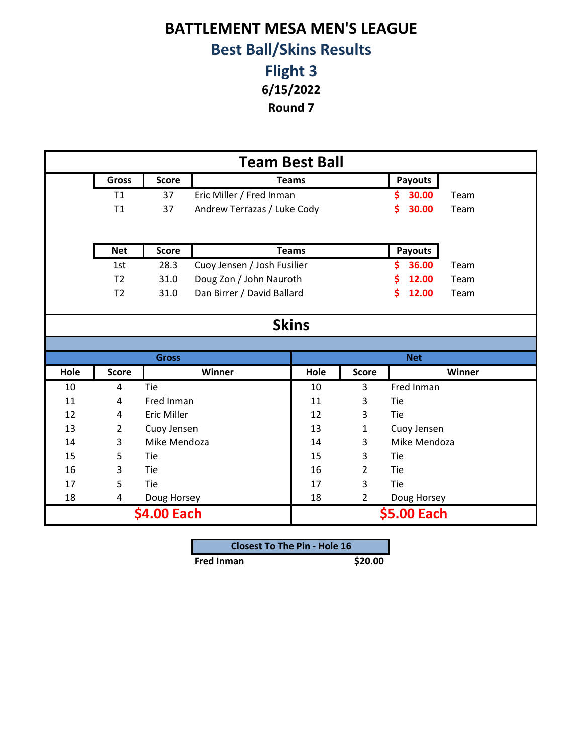# BATTLEMENT MESA MEN'S LEAGUE

## Best Ball/Skins Results

## Flight 3

**6/15/2022**

**Round 7**

## Team Best Ball

| Gross | Score | Teams | Payouts | |
|---|---|---|---|---|
| T1 | 37 | Eric Miller / Fred Inman | $ 30.00 | Team |
| T1 | 37 | Andrew Terrazas / Luke Cody | $ 30.00 | Team |

| Net | Score | Teams | Payouts | |
|---|---|---|---|---|
| 1st | 28.3 | Cuoy Jensen / Josh Fusilier | $ 36.00 | Team |
| T2 | 31.0 | Doug Zon / John Nauroth | $ 12.00 | Team |
| T2 | 31.0 | Dan Birrer / David Ballard | $ 12.00 | Team |

## Skins

| Gross | | | Net | | |
|---|---|---|---|---|---|
| Hole | Score | Winner | Hole | Score | Winner |
| 10 | 4 | Tie | 10 | 3 | Fred Inman |
| 11 | 4 | Fred Inman | 11 | 3 | Tie |
| 12 | 4 | Eric Miller | 12 | 3 | Tie |
| 13 | 2 | Cuoy Jensen | 13 | 1 | Cuoy Jensen |
| 14 | 3 | Mike Mendoza | 14 | 3 | Mike Mendoza |
| 15 | 5 | Tie | 15 | 3 | Tie |
| 16 | 3 | Tie | 16 | 2 | Tie |
| 17 | 5 | Tie | 17 | 3 | Tie |
| 18 | 4 | Doug Horsey | 18 | 2 | Doug Horsey |
| $4.00 Each | | | $5.00 Each | | |

| Closest To The Pin - Hole 16 | |
|---|---|
| **Fred Inman** | **$20.00** |